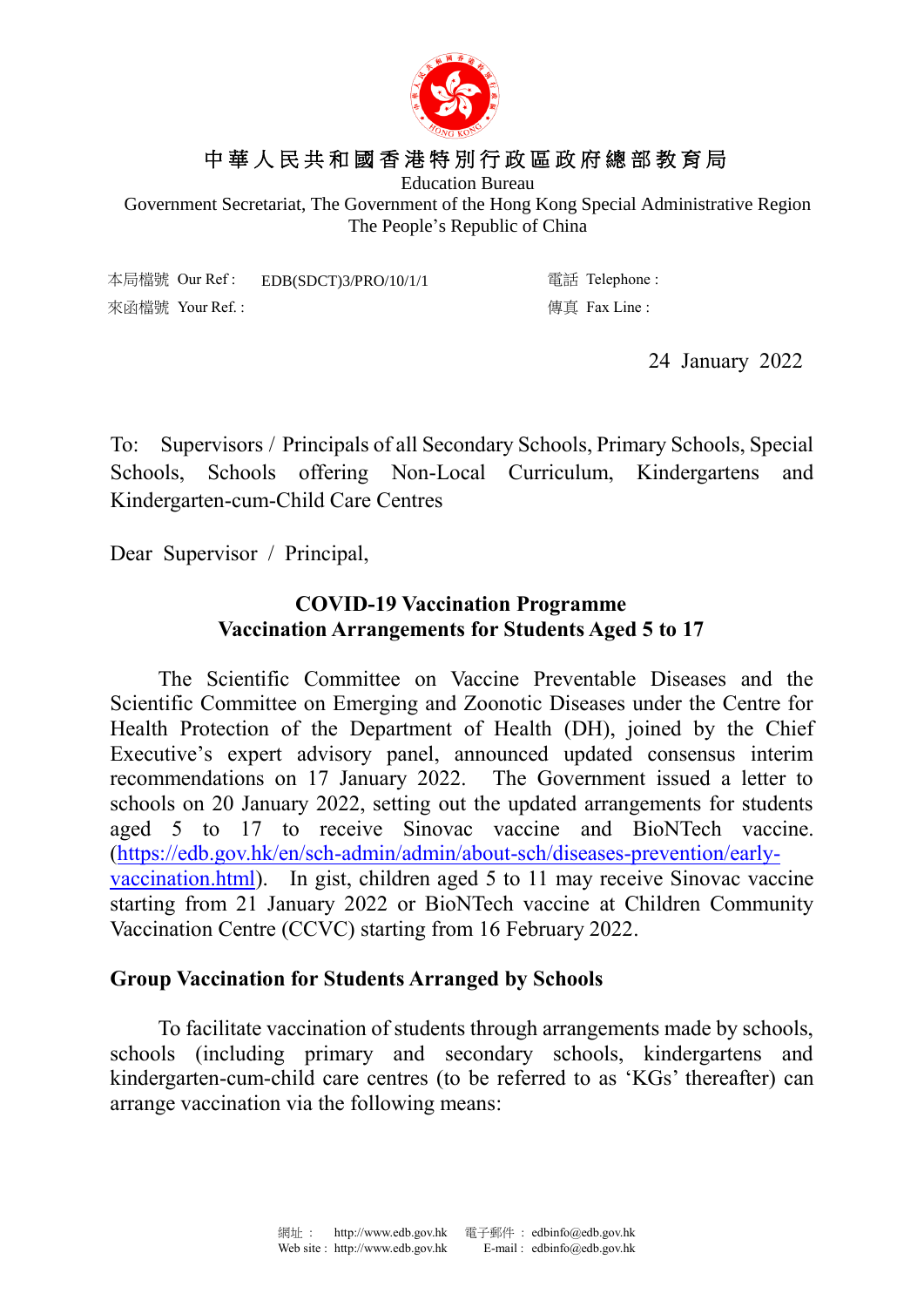中華人民共和國香港特別行政區政府總部教育局

Education Bureau

Government Secretariat, The Government of the Hong Kong Special Administrative Region

The People's Republic of China

本局檔號 Our Ref : EDB(SDCT)3/PRO/10/1/1

來函檔號 Your Ref. :

電話 Telephone :

傳真 Fax Line :

24 January 2022

To: Supervisors / Principals of all Secondary Schools, Primary Schools, Special Schools, Schools offering Non-Local Curriculum, Kindergartens and Kindergarten-cum-Child Care Centres

Dear Supervisor / Principal,

**COVID-19 Vaccination Programme**
**Vaccination Arrangements for Students Aged 5 to 17**

The Scientific Committee on Vaccine Preventable Diseases and the Scientific Committee on Emerging and Zoonotic Diseases under the Centre for Health Protection of the Department of Health (DH), joined by the Chief Executive's expert advisory panel, announced updated consensus interim recommendations on 17 January 2022. The Government issued a letter to schools on 20 January 2022, setting out the updated arrangements for students aged 5 to 17 to receive Sinovac vaccine and BioNTech vaccine. (https://edb.gov.hk/en/sch-admin/admin/about-sch/diseases-prevention/early-vaccination.html). In gist, children aged 5 to 11 may receive Sinovac vaccine starting from 21 January 2022 or BioNTech vaccine at Children Community Vaccination Centre (CCVC) starting from 16 February 2022.

**Group Vaccination for Students Arranged by Schools**

To facilitate vaccination of students through arrangements made by schools, schools (including primary and secondary schools, kindergartens and kindergarten-cum-child care centres (to be referred to as 'KGs' thereafter) can arrange vaccination via the following means: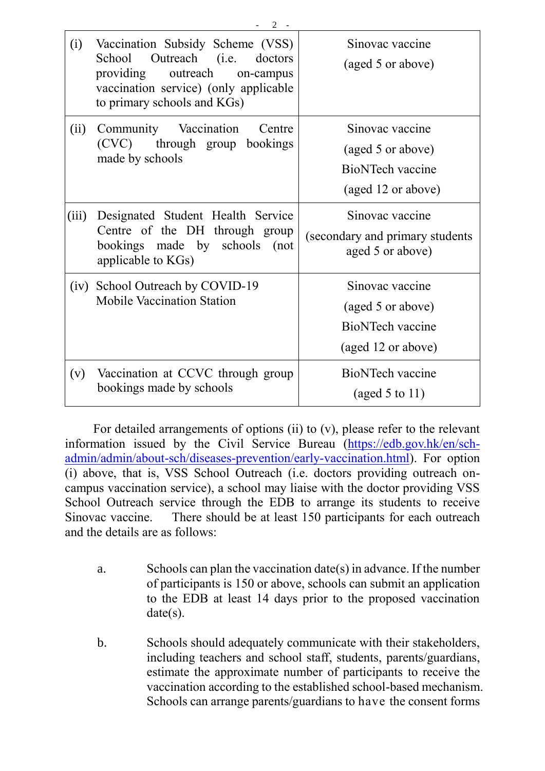| | |
|---|---|
| (i) Vaccination Subsidy Scheme (VSS) School Outreach (i.e. doctors providing outreach on-campus vaccination service) (only applicable to primary schools and KGs) | Sinovac vaccine (aged 5 or above) |
| (ii) Community Vaccination Centre (CVC) through group bookings made by schools | Sinovac vaccine (aged 5 or above) BioNTech vaccine (aged 12 or above) |
| (iii) Designated Student Health Service Centre of the DH through group bookings made by schools (not applicable to KGs) | Sinovac vaccine (secondary and primary students aged 5 or above) |
| (iv) School Outreach by COVID-19 Mobile Vaccination Station | Sinovac vaccine (aged 5 or above) BioNTech vaccine (aged 12 or above) |
| (v) Vaccination at CCVC through group bookings made by schools | BioNTech vaccine (aged 5 to 11) |

For detailed arrangements of options (ii) to (v), please refer to the relevant information issued by the Civil Service Bureau ([https://edb.gov.hk/en/sch-admin/admin/about-sch/diseases-prevention/early-vaccination.html](https://edb.gov.hk/en/sch-admin/admin/about-sch/diseases-prevention/early-vaccination.html)). For option (i) above, that is, VSS School Outreach (i.e. doctors providing outreach on-campus vaccination service), a school may liaise with the doctor providing VSS School Outreach service through the EDB to arrange its students to receive Sinovac vaccine. There should be at least 150 participants for each outreach and the details are as follows:

a. Schools can plan the vaccination date(s) in advance. If the number of participants is 150 or above, schools can submit an application to the EDB at least 14 days prior to the proposed vaccination date(s).

b. Schools should adequately communicate with their stakeholders, including teachers and school staff, students, parents/guardians, estimate the approximate number of participants to receive the vaccination according to the established school-based mechanism. Schools can arrange parents/guardians to have the consent forms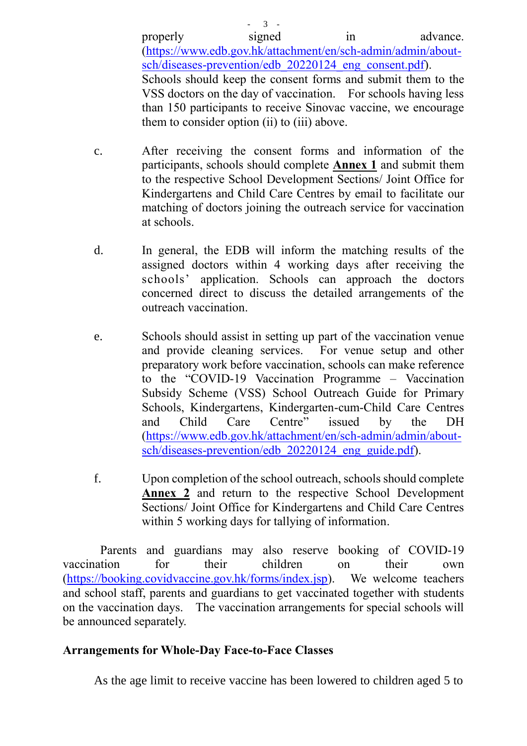properly signed in advance. (https://www.edb.gov.hk/attachment/en/sch-admin/admin/about-sch/diseases-prevention/edb_20220124_eng_consent.pdf). Schools should keep the consent forms and submit them to the VSS doctors on the day of vaccination. For schools having less than 150 participants to receive Sinovac vaccine, we encourage them to consider option (ii) to (iii) above.

c. After receiving the consent forms and information of the participants, schools should complete **Annex 1** and submit them to the respective School Development Sections/ Joint Office for Kindergartens and Child Care Centres by email to facilitate our matching of doctors joining the outreach service for vaccination at schools.

d. In general, the EDB will inform the matching results of the assigned doctors within 4 working days after receiving the schools' application. Schools can approach the doctors concerned direct to discuss the detailed arrangements of the outreach vaccination.

e. Schools should assist in setting up part of the vaccination venue and provide cleaning services. For venue setup and other preparatory work before vaccination, schools can make reference to the "COVID-19 Vaccination Programme – Vaccination Subsidy Scheme (VSS) School Outreach Guide for Primary Schools, Kindergartens, Kindergarten-cum-Child Care Centres and Child Care Centre" issued by the DH (https://www.edb.gov.hk/attachment/en/sch-admin/admin/about-sch/diseases-prevention/edb_20220124_eng_guide.pdf).

f. Upon completion of the school outreach, schools should complete **Annex 2** and return to the respective School Development Sections/ Joint Office for Kindergartens and Child Care Centres within 5 working days for tallying of information.

Parents and guardians may also reserve booking of COVID-19 vaccination for their children on their own (https://booking.covidvaccine.gov.hk/forms/index.jsp). We welcome teachers and school staff, parents and guardians to get vaccinated together with students on the vaccination days. The vaccination arrangements for special schools will be announced separately.

**Arrangements for Whole-Day Face-to-Face Classes**

As the age limit to receive vaccine has been lowered to children aged 5 to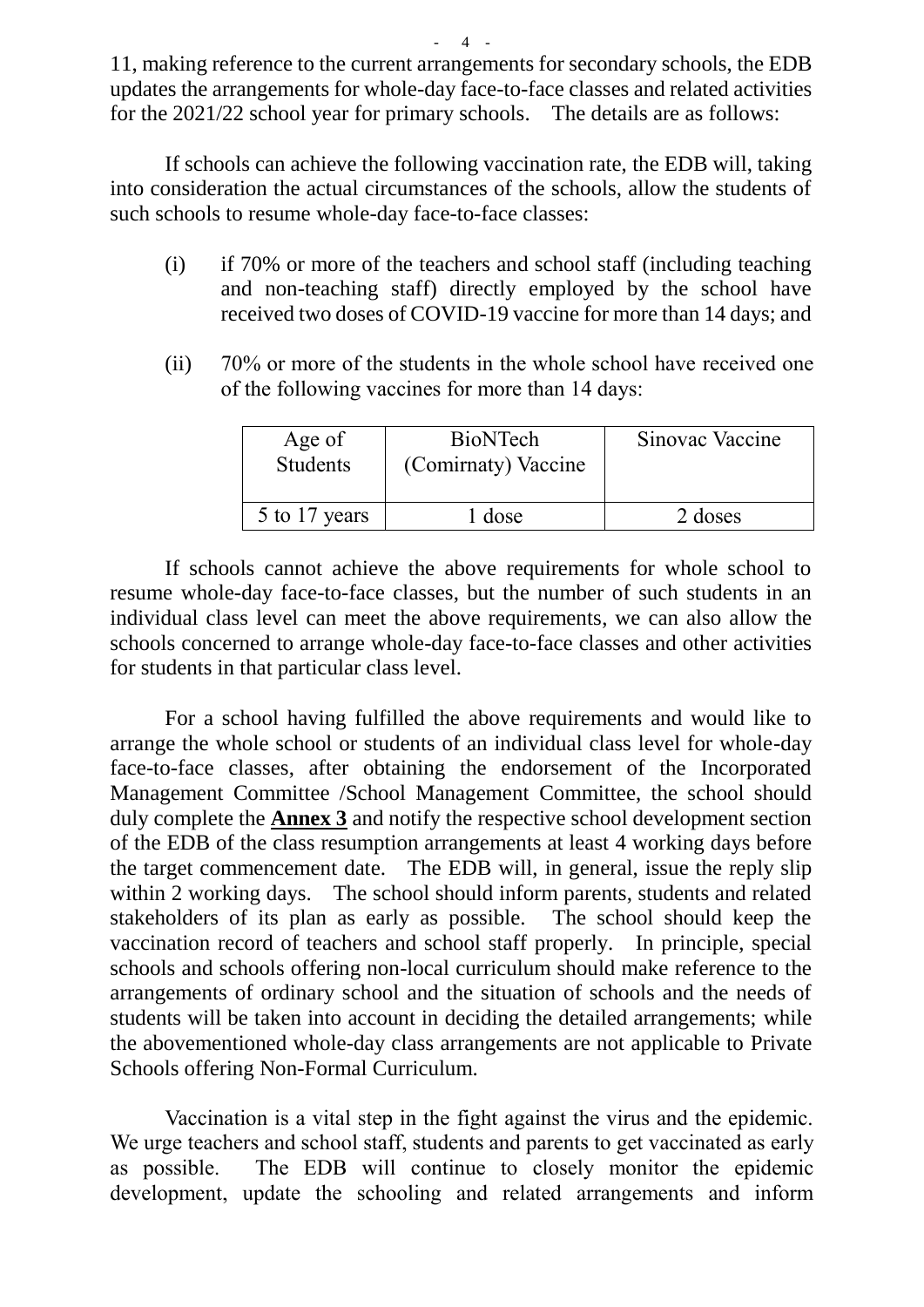11, making reference to the current arrangements for secondary schools, the EDB updates the arrangements for whole-day face-to-face classes and related activities for the 2021/22 school year for primary schools. The details are as follows:

If schools can achieve the following vaccination rate, the EDB will, taking into consideration the actual circumstances of the schools, allow the students of such schools to resume whole-day face-to-face classes:

(i) if 70% or more of the teachers and school staff (including teaching and non-teaching staff) directly employed by the school have received two doses of COVID-19 vaccine for more than 14 days; and

(ii) 70% or more of the students in the whole school have received one of the following vaccines for more than 14 days:

| Age of Students | BioNTech (Comirnaty) Vaccine | Sinovac Vaccine |
| --- | --- | --- |
| 5 to 17 years | 1 dose | 2 doses |

If schools cannot achieve the above requirements for whole school to resume whole-day face-to-face classes, but the number of such students in an individual class level can meet the above requirements, we can also allow the schools concerned to arrange whole-day face-to-face classes and other activities for students in that particular class level.

For a school having fulfilled the above requirements and would like to arrange the whole school or students of an individual class level for whole-day face-to-face classes, after obtaining the endorsement of the Incorporated Management Committee /School Management Committee, the school should duly complete the **Annex 3** and notify the respective school development section of the EDB of the class resumption arrangements at least 4 working days before the target commencement date. The EDB will, in general, issue the reply slip within 2 working days. The school should inform parents, students and related stakeholders of its plan as early as possible. The school should keep the vaccination record of teachers and school staff properly. In principle, special schools and schools offering non-local curriculum should make reference to the arrangements of ordinary school and the situation of schools and the needs of students will be taken into account in deciding the detailed arrangements; while the abovementioned whole-day class arrangements are not applicable to Private Schools offering Non-Formal Curriculum.

Vaccination is a vital step in the fight against the virus and the epidemic. We urge teachers and school staff, students and parents to get vaccinated as early as possible. The EDB will continue to closely monitor the epidemic development, update the schooling and related arrangements and inform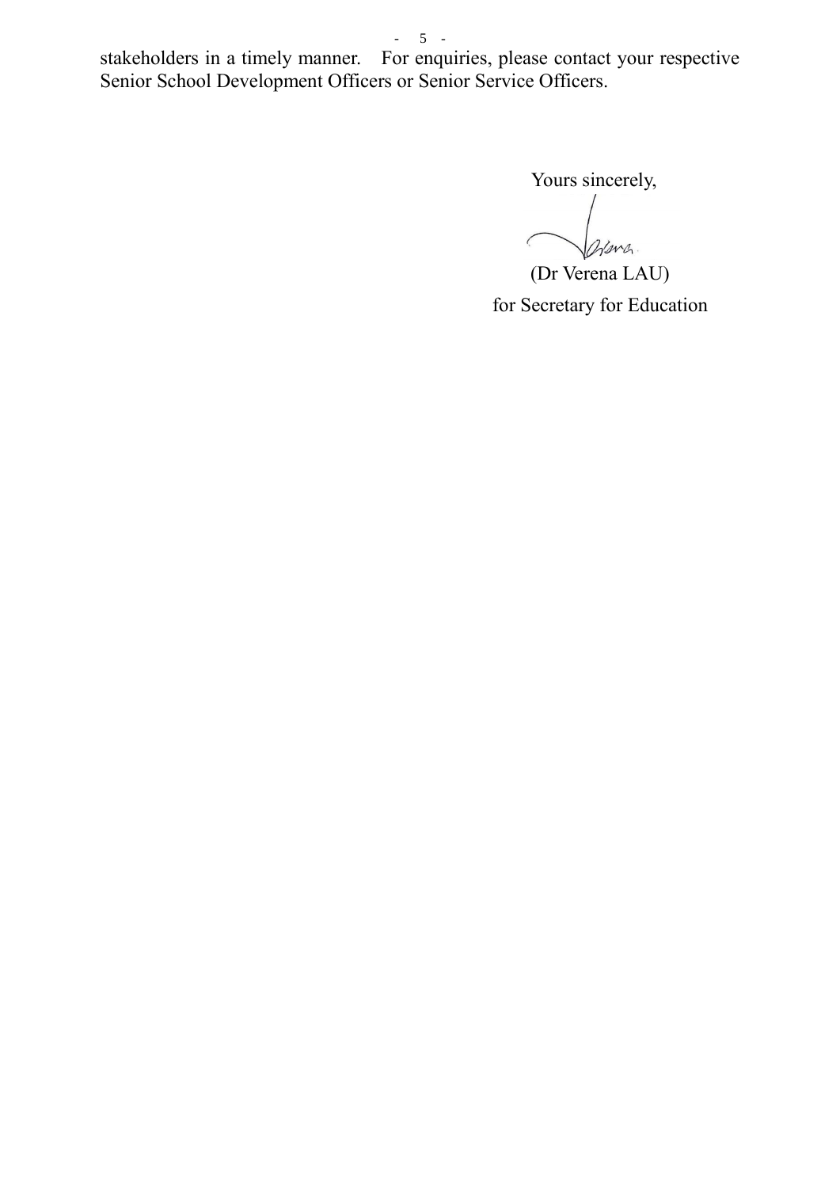stakeholders in a timely manner. For enquiries, please contact your respective Senior School Development Officers or Senior Service Officers.

Yours sincerely,

(Dr Verena LAU)

for Secretary for Education